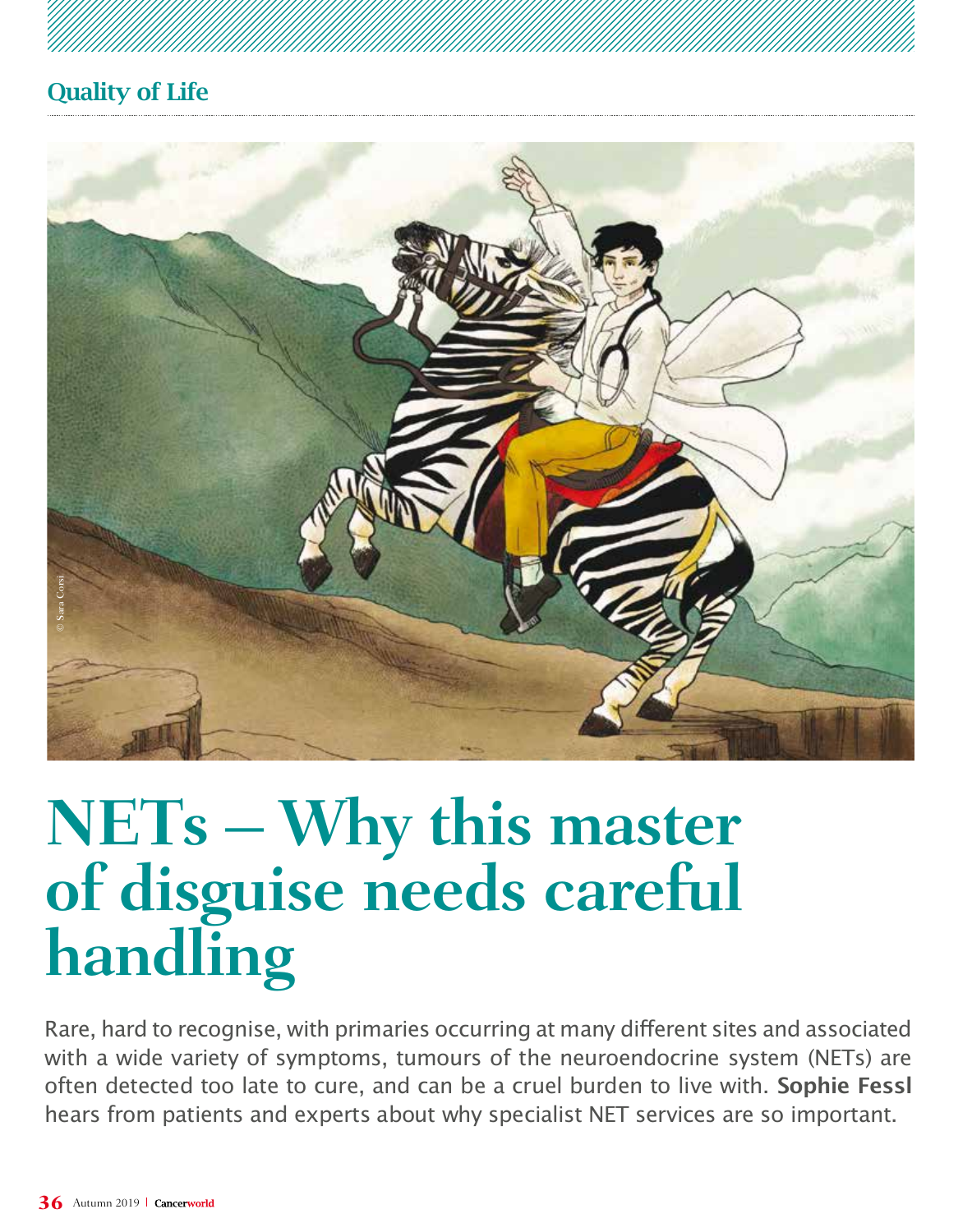Quality of Life

# NETs – Why this master of disguise needs careful handling

Rare, hard to recognise, with primaries occurring at many different sites and associated with a wide variety of symptoms, tumours of the neuroendocrine system (NETs) are often detected too late to cure, and can be a cruel burden to live with. **Sophie Fessl** hears from patients and experts about why specialist NET services are so important.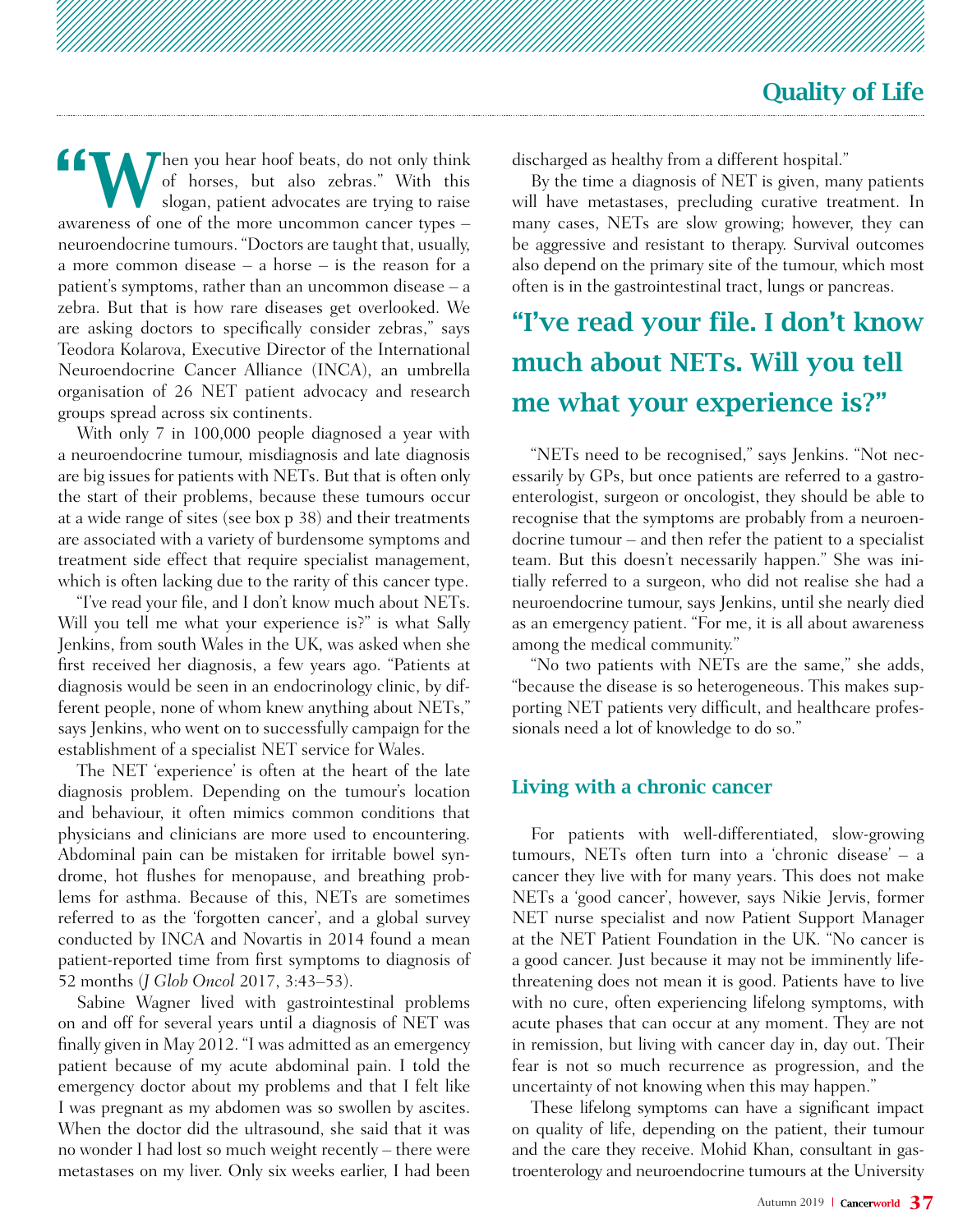"When you hear hoof beats, do not only think of horses, but also zebras." With this slogan, patient advocates are trying to raise awareness of one of the more uncommon cancer types – neuroendocrine tumours. "Doctors are taught that, usually, a more common disease – a horse – is the reason for a patient's symptoms, rather than an uncommon disease – a zebra. But that is how rare diseases get overlooked. We are asking doctors to specifically consider zebras," says Teodora Kolarova, Executive Director of the International Neuroendocrine Cancer Alliance (INCA), an umbrella organisation of 26 NET patient advocacy and research groups spread across six continents.

With only 7 in 100,000 people diagnosed a year with a neuroendocrine tumour, misdiagnosis and late diagnosis are big issues for patients with NETs. But that is often only the start of their problems, because these tumours occur at a wide range of sites (see box p 38) and their treatments are associated with a variety of burdensome symptoms and treatment side effect that require specialist management, which is often lacking due to the rarity of this cancer type.

"I've read your file, and I don't know much about NETs. Will you tell me what your experience is?" is what Sally Jenkins, from south Wales in the UK, was asked when she first received her diagnosis, a few years ago. "Patients at diagnosis would be seen in an endocrinology clinic, by different people, none of whom knew anything about NETs," says Jenkins, who went on to successfully campaign for the establishment of a specialist NET service for Wales.

The NET 'experience' is often at the heart of the late diagnosis problem. Depending on the tumour's location and behaviour, it often mimics common conditions that physicians and clinicians are more used to encountering. Abdominal pain can be mistaken for irritable bowel syndrome, hot flushes for menopause, and breathing problems for asthma. Because of this, NETs are sometimes referred to as the 'forgotten cancer', and a global survey conducted by INCA and Novartis in 2014 found a mean patient-reported time from first symptoms to diagnosis of 52 months (*J Glob Oncol* 2017, 3:43–53).

Sabine Wagner lived with gastrointestinal problems on and off for several years until a diagnosis of NET was finally given in May 2012. "I was admitted as an emergency patient because of my acute abdominal pain. I told the emergency doctor about my problems and that I felt like I was pregnant as my abdomen was so swollen by ascites. When the doctor did the ultrasound, she said that it was no wonder I had lost so much weight recently – there were metastases on my liver. Only six weeks earlier, I had been discharged as healthy from a different hospital."

By the time a diagnosis of NET is given, many patients will have metastases, precluding curative treatment. In many cases, NETs are slow growing; however, they can be aggressive and resistant to therapy. Survival outcomes also depend on the primary site of the tumour, which most often is in the gastrointestinal tract, lungs or pancreas.

**"I've read your file. I don't know much about NETs. Will you tell me what your experience is?"**

"NETs need to be recognised," says Jenkins. "Not necessarily by GPs, but once patients are referred to a gastroenterologist, surgeon or oncologist, they should be able to recognise that the symptoms are probably from a neuroendocrine tumour – and then refer the patient to a specialist team. But this doesn't necessarily happen." She was initially referred to a surgeon, who did not realise she had a neuroendocrine tumour, says Jenkins, until she nearly died as an emergency patient. "For me, it is all about awareness among the medical community."

"No two patients with NETs are the same," she adds, "because the disease is so heterogeneous. This makes supporting NET patients very difficult, and healthcare professionals need a lot of knowledge to do so."

## Living with a chronic cancer

For patients with well-differentiated, slow-growing tumours, NETs often turn into a 'chronic disease' – a cancer they live with for many years. This does not make NETs a 'good cancer', however, says Nikie Jervis, former NET nurse specialist and now Patient Support Manager at the NET Patient Foundation in the UK. "No cancer is a good cancer. Just because it may not be imminently life-threatening does not mean it is good. Patients have to live with no cure, often experiencing lifelong symptoms, with acute phases that can occur at any moment. They are not in remission, but living with cancer day in, day out. Their fear is not so much recurrence as progression, and the uncertainty of not knowing when this may happen."

These lifelong symptoms can have a significant impact on quality of life, depending on the patient, their tumour and the care they receive. Mohid Khan, consultant in gastroenterology and neuroendocrine tumours at the University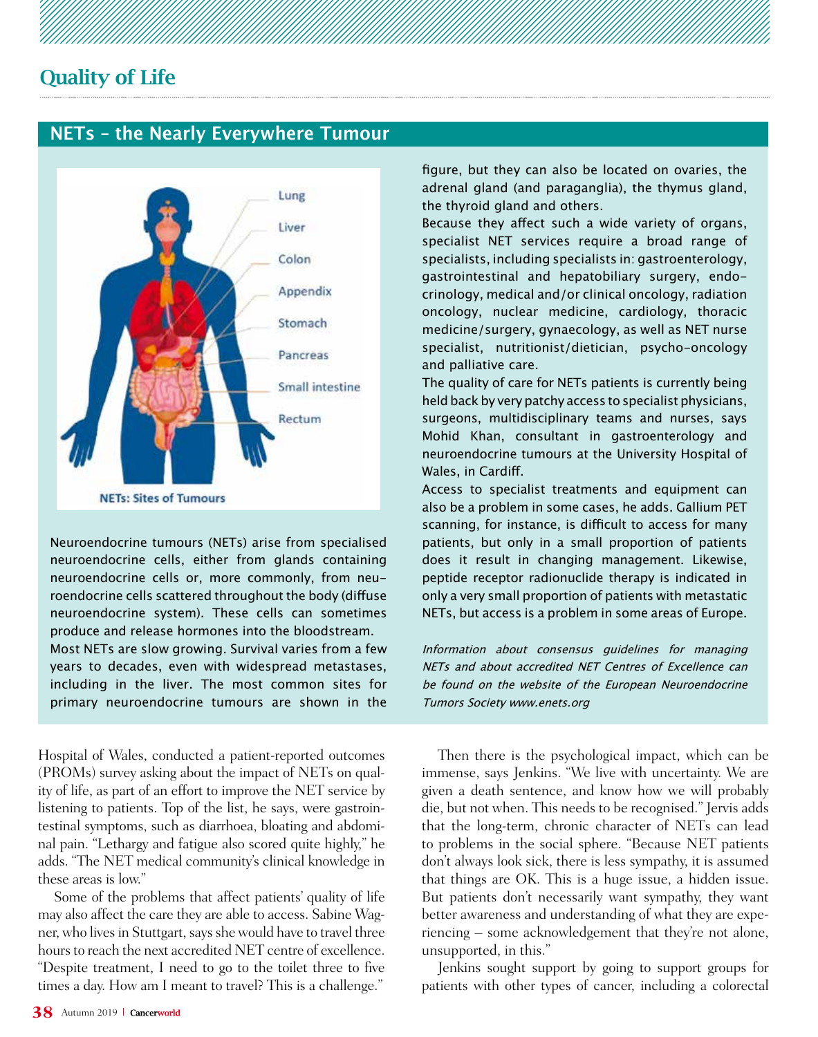## Quality of Life

### NETs – the Nearly Everywhere Tumour

Lung

Liver

Colon

Appendix

Stomach

Pancreas

Small intestine

Rectum

NETs: Sites of Tumours

Neuroendocrine tumours (NETs) arise from specialised neuroendocrine cells, either from glands containing neuroendocrine cells or, more commonly, from neuroendocrine cells scattered throughout the body (diffuse neuroendocrine system). These cells can sometimes produce and release hormones into the bloodstream.

Most NETs are slow growing. Survival varies from a few years to decades, even with widespread metastases, including in the liver. The most common sites for primary neuroendocrine tumours are shown in the figure, but they can also be located on ovaries, the adrenal gland (and paraganglia), the thymus gland, the thyroid gland and others.

Because they affect such a wide variety of organs, specialist NET services require a broad range of specialists, including specialists in: gastroenterology, gastrointestinal and hepatobiliary surgery, endocrinology, medical and/or clinical oncology, radiation oncology, nuclear medicine, cardiology, thoracic medicine/surgery, gynaecology, as well as NET nurse specialist, nutritionist/dietician, psycho-oncology and palliative care.

The quality of care for NETs patients is currently being held back by very patchy access to specialist physicians, surgeons, multidisciplinary teams and nurses, says Mohid Khan, consultant in gastroenterology and neuroendocrine tumours at the University Hospital of Wales, in Cardiff.

Access to specialist treatments and equipment can also be a problem in some cases, he adds. Gallium PET scanning, for instance, is difficult to access for many patients, but only in a small proportion of patients does it result in changing management. Likewise, peptide receptor radionuclide therapy is indicated in only a very small proportion of patients with metastatic NETs, but access is a problem in some areas of Europe.

*Information about consensus guidelines for managing NETs and about accredited NET Centres of Excellence can be found on the website of the European Neuroendocrine Tumors Society www.enets.org*

Hospital of Wales, conducted a patient-reported outcomes (PROMs) survey asking about the impact of NETs on quality of life, as part of an effort to improve the NET service by listening to patients. Top of the list, he says, were gastrointestinal symptoms, such as diarrhoea, bloating and abdominal pain. "Lethargy and fatigue also scored quite highly," he adds. "The NET medical community's clinical knowledge in these areas is low."

Some of the problems that affect patients' quality of life may also affect the care they are able to access. Sabine Wagner, who lives in Stuttgart, says she would have to travel three hours to reach the next accredited NET centre of excellence. "Despite treatment, I need to go to the toilet three to five times a day. How am I meant to travel? This is a challenge."

Then there is the psychological impact, which can be immense, says Jenkins. "We live with uncertainty. We are given a death sentence, and know how we will probably die, but not when. This needs to be recognised." Jervis adds that the long-term, chronic character of NETs can lead to problems in the social sphere. "Because NET patients don't always look sick, there is less sympathy, it is assumed that things are OK. This is a huge issue, a hidden issue. But patients don't necessarily want sympathy, they want better awareness and understanding of what they are experiencing – some acknowledgement that they're not alone, unsupported, in this."

Jenkins sought support by going to support groups for patients with other types of cancer, including a colorectal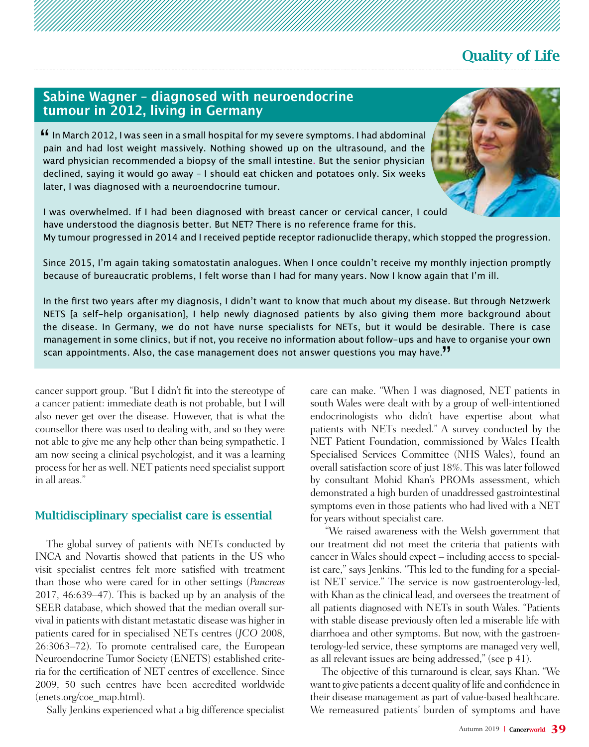## Sabine Wagner – diagnosed with neuroendocrine tumour in 2012, living in Germany

"In March 2012, I was seen in a small hospital for my severe symptoms. I had abdominal pain and had lost weight massively. Nothing showed up on the ultrasound, and the ward physician recommended a biopsy of the small intestine. But the senior physician declined, saying it would go away – I should eat chicken and potatoes only. Six weeks later, I was diagnosed with a neuroendocrine tumour.

I was overwhelmed. If I had been diagnosed with breast cancer or cervical cancer, I could have understood the diagnosis better. But NET? There is no reference frame for this. My tumour progressed in 2014 and I received peptide receptor radionuclide therapy, which stopped the progression.

Since 2015, I'm again taking somatostatin analogues. When I once couldn't receive my monthly injection promptly because of bureaucratic problems, I felt worse than I had for many years. Now I know again that I'm ill.

In the first two years after my diagnosis, I didn't want to know that much about my disease. But through Netzwerk NETS [a self-help organisation], I help newly diagnosed patients by also giving them more background about the disease. In Germany, we do not have nurse specialists for NETs, but it would be desirable. There is case management in some clinics, but if not, you receive no information about follow-ups and have to organise your own scan appointments. Also, the case management does not answer questions you may have."

cancer support group. "But I didn't fit into the stereotype of a cancer patient: immediate death is not probable, but I will also never get over the disease. However, that is what the counsellor there was used to dealing with, and so they were not able to give me any help other than being sympathetic. I am now seeing a clinical psychologist, and it was a learning process for her as well. NET patients need specialist support in all areas."

### Multidisciplinary specialist care is essential

The global survey of patients with NETs conducted by INCA and Novartis showed that patients in the US who visit specialist centres felt more satisfied with treatment than those who were cared for in other settings (*Pancreas* 2017, 46:639–47). This is backed up by an analysis of the SEER database, which showed that the median overall survival in patients with distant metastatic disease was higher in patients cared for in specialised NETs centres (*JCO* 2008, 26:3063–72). To promote centralised care, the European Neuroendocrine Tumor Society (ENETS) established criteria for the certification of NET centres of excellence. Since 2009, 50 such centres have been accredited worldwide (enets.org/coe_map.html).

Sally Jenkins experienced what a big difference specialist care can make. "When I was diagnosed, NET patients in south Wales were dealt with by a group of well-intentioned endocrinologists who didn't have expertise about what patients with NETs needed." A survey conducted by the NET Patient Foundation, commissioned by Wales Health Specialised Services Committee (NHS Wales), found an overall satisfaction score of just 18%. This was later followed by consultant Mohid Khan's PROMs assessment, which demonstrated a high burden of unaddressed gastrointestinal symptoms even in those patients who had lived with a NET for years without specialist care.

"We raised awareness with the Welsh government that our treatment did not meet the criteria that patients with cancer in Wales should expect – including access to specialist care," says Jenkins. "This led to the funding for a specialist NET service." The service is now gastroenterology-led, with Khan as the clinical lead, and oversees the treatment of all patients diagnosed with NETs in south Wales. "Patients with stable disease previously often led a miserable life with diarrhoea and other symptoms. But now, with the gastroenterology-led service, these symptoms are managed very well, as all relevant issues are being addressed," (see p 41).

The objective of this turnaround is clear, says Khan. "We want to give patients a decent quality of life and confidence in their disease management as part of value-based healthcare. We remeasured patients' burden of symptoms and have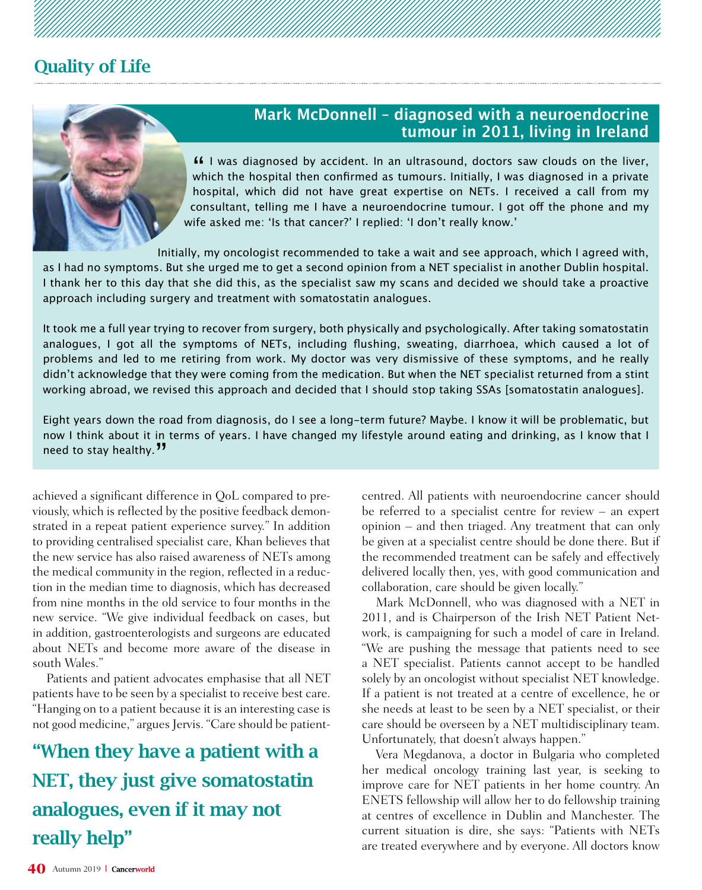## Quality of Life

### Mark McDonnell – diagnosed with a neuroendocrine tumour in 2011, living in Ireland

"I was diagnosed by accident. In an ultrasound, doctors saw clouds on the liver, which the hospital then confirmed as tumours. Initially, I was diagnosed in a private hospital, which did not have great expertise on NETs. I received a call from my consultant, telling me I have a neuroendocrine tumour. I got off the phone and my wife asked me: 'Is that cancer?' I replied: 'I don't really know.'

Initially, my oncologist recommended to take a wait and see approach, which I agreed with, as I had no symptoms. But she urged me to get a second opinion from a NET specialist in another Dublin hospital. I thank her to this day that she did this, as the specialist saw my scans and decided we should take a proactive approach including surgery and treatment with somatostatin analogues.

It took me a full year trying to recover from surgery, both physically and psychologically. After taking somatostatin analogues, I got all the symptoms of NETs, including flushing, sweating, diarrhoea, which caused a lot of problems and led to me retiring from work. My doctor was very dismissive of these symptoms, and he really didn't acknowledge that they were coming from the medication. But when the NET specialist returned from a stint working abroad, we revised this approach and decided that I should stop taking SSAs [somatostatin analogues].

Eight years down the road from diagnosis, do I see a long-term future? Maybe. I know it will be problematic, but now I think about it in terms of years. I have changed my lifestyle around eating and drinking, as I know that I need to stay healthy."

---

achieved a significant difference in QoL compared to previously, which is reflected by the positive feedback demonstrated in a repeat patient experience survey." In addition to providing centralised specialist care, Khan believes that the new service has also raised awareness of NETs among the medical community in the region, reflected in a reduction in the median time to diagnosis, which has decreased from nine months in the old service to four months in the new service. "We give individual feedback on cases, but in addition, gastroenterologists and surgeons are educated about NETs and become more aware of the disease in south Wales."

Patients and patient advocates emphasise that all NET patients have to be seen by a specialist to receive best care. "Hanging on to a patient because it is an interesting case is not good medicine," argues Jervis. "Care should be patient-centred. All patients with neuroendocrine cancer should be referred to a specialist centre for review – an expert opinion – and then triaged. Any treatment that can only be given at a specialist centre should be done there. But if the recommended treatment can be safely and effectively delivered locally then, yes, with good communication and collaboration, care should be given locally."

**"When they have a patient with a NET, they just give somatostatin analogues, even if it may not really help"**

Mark McDonnell, who was diagnosed with a NET in 2011, and is Chairperson of the Irish NET Patient Network, is campaigning for such a model of care in Ireland. "We are pushing the message that patients need to see a NET specialist. Patients cannot accept to be handled solely by an oncologist without specialist NET knowledge. If a patient is not treated at a centre of excellence, he or she needs at least to be seen by a NET specialist, or their care should be overseen by a NET multidisciplinary team. Unfortunately, that doesn't always happen."

Vera Megdanova, a doctor in Bulgaria who completed her medical oncology training last year, is seeking to improve care for NET patients in her home country. An ENETS fellowship will allow her to do fellowship training at centres of excellence in Dublin and Manchester. The current situation is dire, she says: "Patients with NETs are treated everywhere and by everyone. All doctors know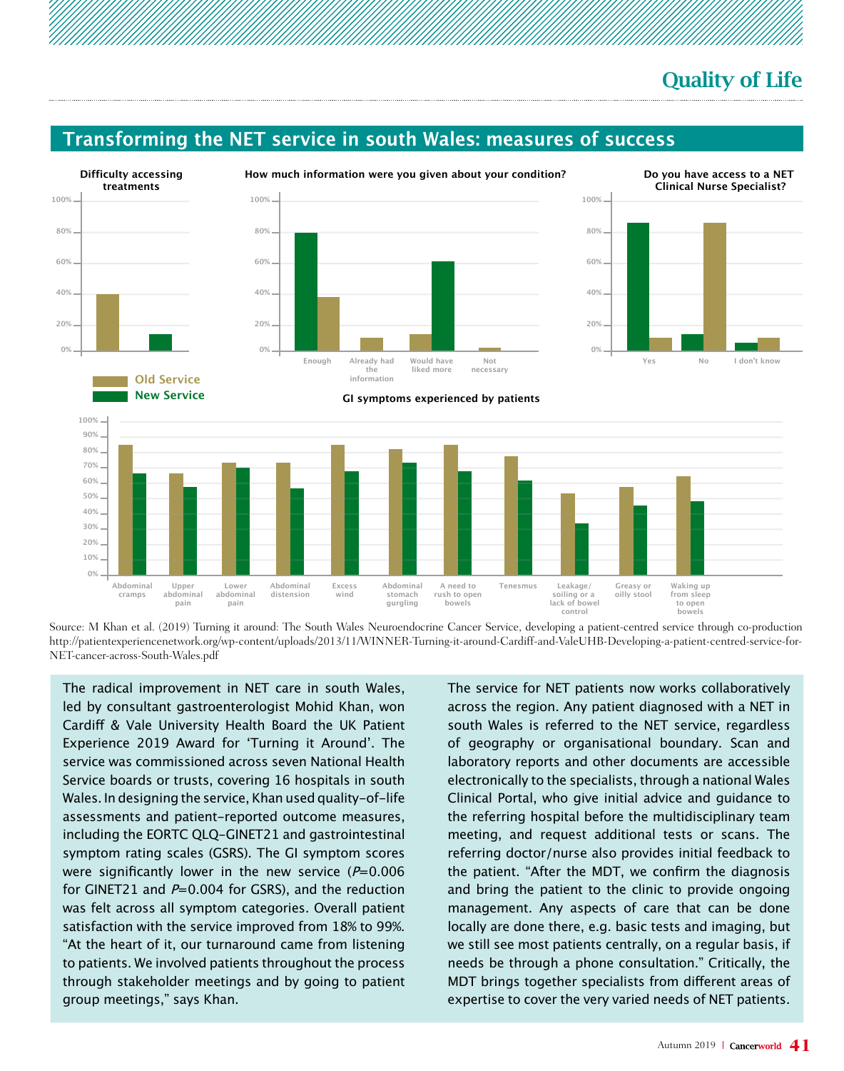## Transforming the NET service in south Wales: measures of success

**Difficulty accessing treatments**

**How much information were you given about your condition?**

Enough · Already had the information · Would have liked more · Not necessary

**Do you have access to a NET Clinical Nurse Specialist?**

Yes · No · I don't know

Old Service
New Service

**GI symptoms experienced by patients**

Abdominal cramps · Upper abdominal pain · Lower abdominal pain · Abdominal distension · Excess wind · Abdominal stomach gurgling · A need to rush to open bowels · Tenesmus · Leakage/soiling or a lack of bowel control · Greasy or oilly stool · Waking up from sleep to open bowels

Source: M Khan et al. (2019) Turning it around: The South Wales Neuroendocrine Cancer Service, developing a patient-centred service through co-production http://patientexperiencenetwork.org/wp-content/uploads/2013/11/WINNER-Turning-it-around-Cardiff-and-ValeUHB-Developing-a-patient-centred-service-for-NET-cancer-across-South-Wales.pdf

The radical improvement in NET care in south Wales, led by consultant gastroenterologist Mohid Khan, won Cardiff & Vale University Health Board the UK Patient Experience 2019 Award for 'Turning it Around'. The service was commissioned across seven National Health Service boards or trusts, covering 16 hospitals in south Wales. In designing the service, Khan used quality-of-life assessments and patient-reported outcome measures, including the EORTC QLQ-GINET21 and gastrointestinal symptom rating scales (GSRS). The GI symptom scores were significantly lower in the new service (*P*=0.006 for GINET21 and *P*=0.004 for GSRS), and the reduction was felt across all symptom categories. Overall patient satisfaction with the service improved from 18% to 99%. "At the heart of it, our turnaround came from listening to patients. We involved patients throughout the process through stakeholder meetings and by going to patient group meetings," says Khan.

The service for NET patients now works collaboratively across the region. Any patient diagnosed with a NET in south Wales is referred to the NET service, regardless of geography or organisational boundary. Scan and laboratory reports and other documents are accessible electronically to the specialists, through a national Wales Clinical Portal, who give initial advice and guidance to the referring hospital before the multidisciplinary team meeting, and request additional tests or scans. The referring doctor/nurse also provides initial feedback to the patient. "After the MDT, we confirm the diagnosis and bring the patient to the clinic to provide ongoing management. Any aspects of care that can be done locally are done there, e.g. basic tests and imaging, but we still see most patients centrally, on a regular basis, if needs be through a phone consultation." Critically, the MDT brings together specialists from different areas of expertise to cover the very varied needs of NET patients.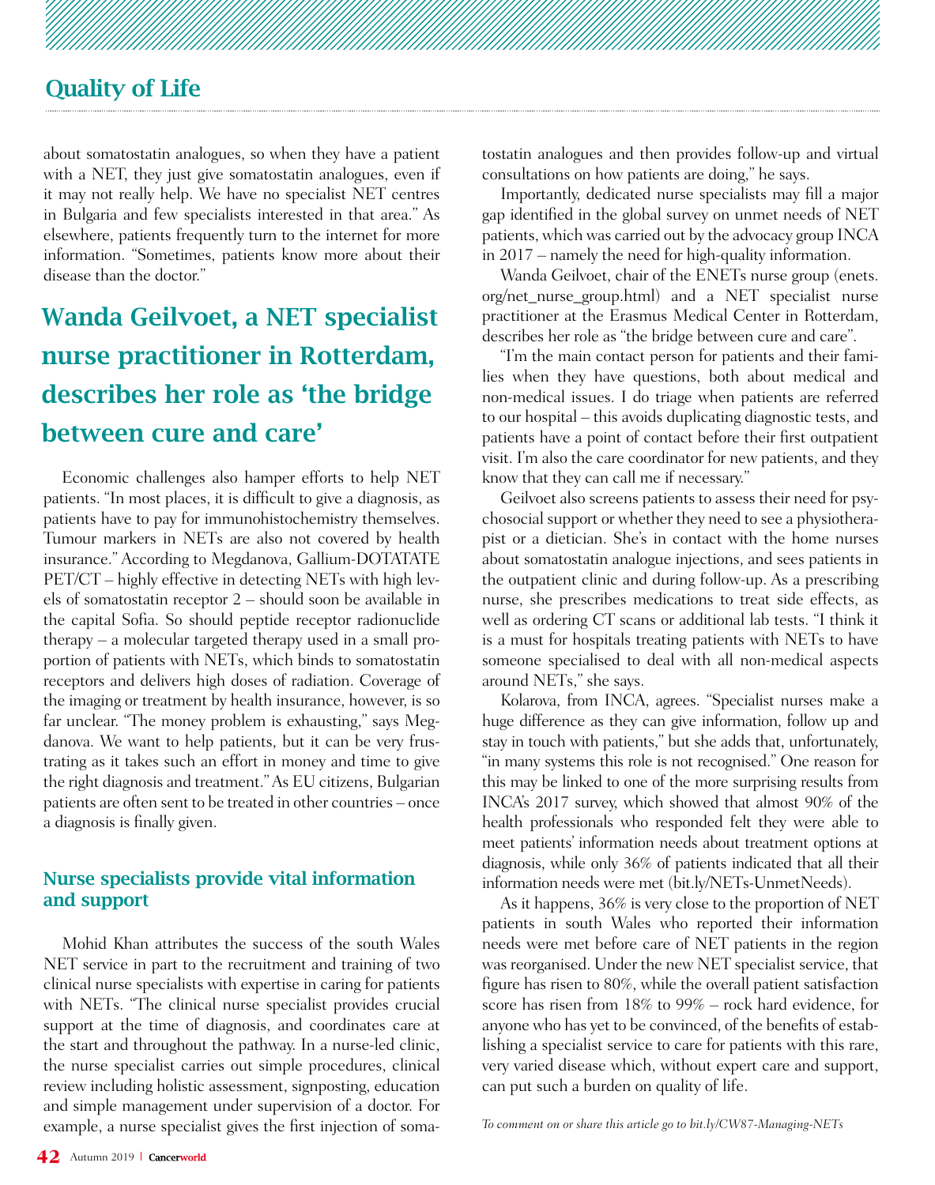about somatostatin analogues, so when they have a patient with a NET, they just give somatostatin analogues, even if it may not really help. We have no specialist NET centres in Bulgaria and few specialists interested in that area." As elsewhere, patients frequently turn to the internet for more information. "Sometimes, patients know more about their disease than the doctor."

> **Wanda Geilvoet, a NET specialist nurse practitioner in Rotterdam, describes her role as 'the bridge between cure and care'**

Economic challenges also hamper efforts to help NET patients. "In most places, it is difficult to give a diagnosis, as patients have to pay for immunohistochemistry themselves. Tumour markers in NETs are also not covered by health insurance." According to Megdanova, Gallium-DOTATATE PET/CT – highly effective in detecting NETs with high levels of somatostatin receptor 2 – should soon be available in the capital Sofia. So should peptide receptor radionuclide therapy – a molecular targeted therapy used in a small proportion of patients with NETs, which binds to somatostatin receptors and delivers high doses of radiation. Coverage of the imaging or treatment by health insurance, however, is so far unclear. "The money problem is exhausting," says Megdanova. We want to help patients, but it can be very frustrating as it takes such an effort in money and time to give the right diagnosis and treatment." As EU citizens, Bulgarian patients are often sent to be treated in other countries – once a diagnosis is finally given.

## Nurse specialists provide vital information and support

Mohid Khan attributes the success of the south Wales NET service in part to the recruitment and training of two clinical nurse specialists with expertise in caring for patients with NETs. "The clinical nurse specialist provides crucial support at the time of diagnosis, and coordinates care at the start and throughout the pathway. In a nurse-led clinic, the nurse specialist carries out simple procedures, clinical review including holistic assessment, signposting, education and simple management under supervision of a doctor. For example, a nurse specialist gives the first injection of somatostatin analogues and then provides follow-up and virtual consultations on how patients are doing," he says.

Importantly, dedicated nurse specialists may fill a major gap identified in the global survey on unmet needs of NET patients, which was carried out by the advocacy group INCA in 2017 – namely the need for high-quality information.

Wanda Geilvoet, chair of the ENETs nurse group (enets.org/net_nurse_group.html) and a NET specialist nurse practitioner at the Erasmus Medical Center in Rotterdam, describes her role as "the bridge between cure and care".

"I'm the main contact person for patients and their families when they have questions, both about medical and non-medical issues. I do triage when patients are referred to our hospital – this avoids duplicating diagnostic tests, and patients have a point of contact before their first outpatient visit. I'm also the care coordinator for new patients, and they know that they can call me if necessary."

Geilvoet also screens patients to assess their need for psychosocial support or whether they need to see a physiotherapist or a dietician. She's in contact with the home nurses about somatostatin analogue injections, and sees patients in the outpatient clinic and during follow-up. As a prescribing nurse, she prescribes medications to treat side effects, as well as ordering CT scans or additional lab tests. "I think it is a must for hospitals treating patients with NETs to have someone specialised to deal with all non-medical aspects around NETs," she says.

Kolarova, from INCA, agrees. "Specialist nurses make a huge difference as they can give information, follow up and stay in touch with patients," but she adds that, unfortunately, "in many systems this role is not recognised." One reason for this may be linked to one of the more surprising results from INCA's 2017 survey, which showed that almost 90% of the health professionals who responded felt they were able to meet patients' information needs about treatment options at diagnosis, while only 36% of patients indicated that all their information needs were met (bit.ly/NETs-UnmetNeeds).

As it happens, 36% is very close to the proportion of NET patients in south Wales who reported their information needs were met before care of NET patients in the region was reorganised. Under the new NET specialist service, that figure has risen to 80%, while the overall patient satisfaction score has risen from 18% to 99% – rock hard evidence, for anyone who has yet to be convinced, of the benefits of establishing a specialist service to care for patients with this rare, very varied disease which, without expert care and support, can put such a burden on quality of life.

*To comment on or share this article go to bit.ly/CW87-Managing-NETs*